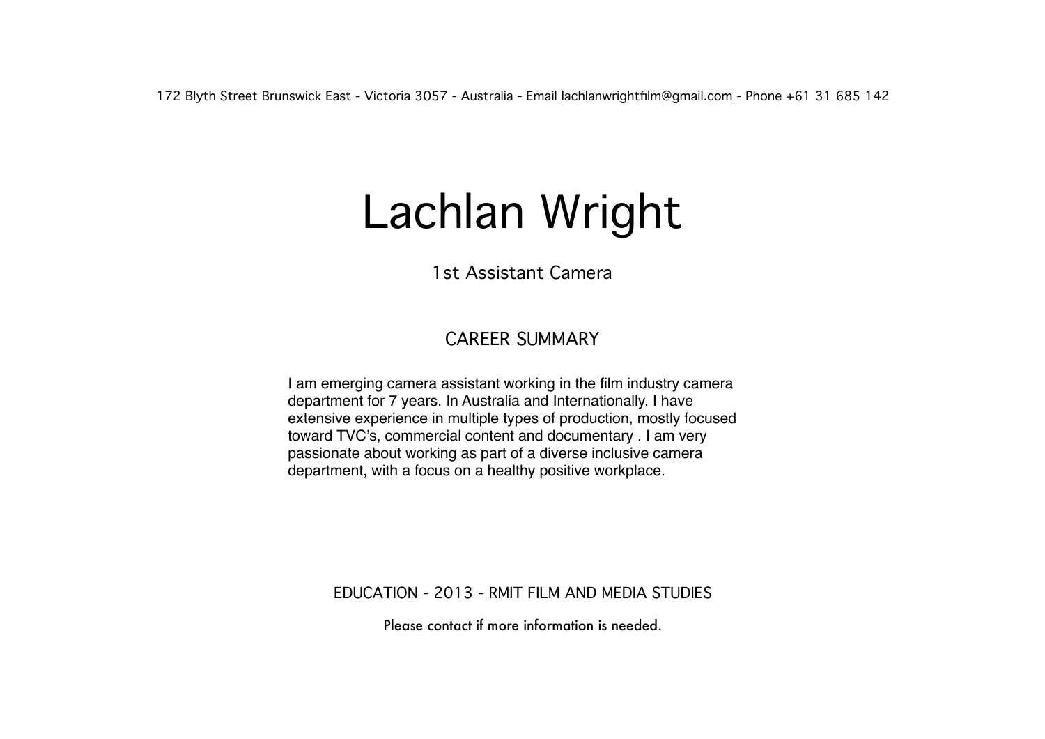172 Blyth Street Brunswick East - Victoria 3057 - Australia - Email lachlanwrightfilm@gmail.com - Phone +61 31 685 142

# Lachlan Wright

1st Assistant Camera

## CAREER SUMMARY

I am emerging camera assistant working in the film industry camera department for 7 years. In Australia and Internationally. I have extensive experience in multiple types of production, mostly focused toward TVC's, commercial content and documentary . I am very passionate about working as part of a diverse inclusive camera department, with a focus on a healthy positive workplace.

EDUCATION - 2013 - RMIT FILM AND MEDIA STUDIES

Please contact if more information is needed.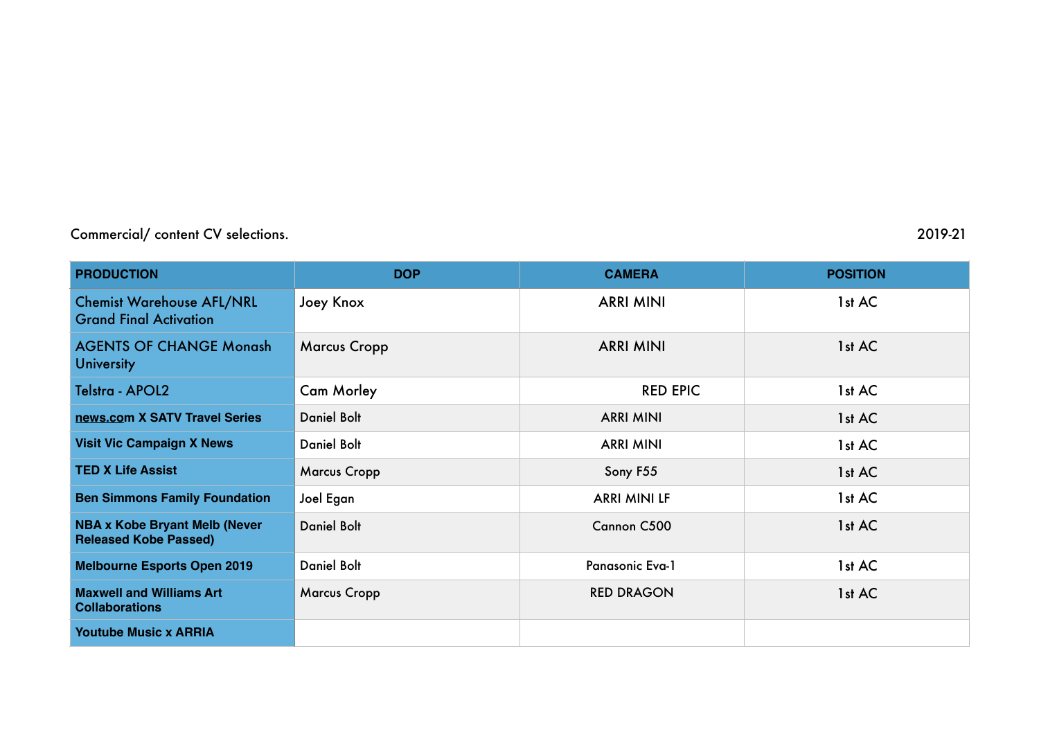Commercial/ content CV selections. 2019-21

| PRODUCTION | DOP | CAMERA | POSITION |
|---|---|---|---|
| Chemist Warehouse AFL/NRL Grand Final Activation | Joey Knox | ARRI MINI | 1st AC |
| AGENTS OF CHANGE Monash University | Marcus Cropp | ARRI MINI | 1st AC |
| Telstra - APOL2 | Cam Morley | RED EPIC | 1st AC |
| **news.com X SATV Travel Series** | Daniel Bolt | ARRI MINI | 1st AC |
| **Visit Vic Campaign X News** | Daniel Bolt | ARRI MINI | 1st AC |
| **TED X Life Assist** | Marcus Cropp | Sony F55 | 1st AC |
| **Ben Simmons Family Foundation** | Joel Egan | ARRI MINI LF | 1st AC |
| **NBA x Kobe Bryant Melb (Never Released Kobe Passed)** | Daniel Bolt | Cannon C500 | 1st AC |
| **Melbourne Esports Open 2019** | Daniel Bolt | Panasonic Eva-1 | 1st AC |
| **Maxwell and Williams Art Collaborations** | Marcus Cropp | RED DRAGON | 1st AC |
| **Youtube Music x ARRIA** | | | |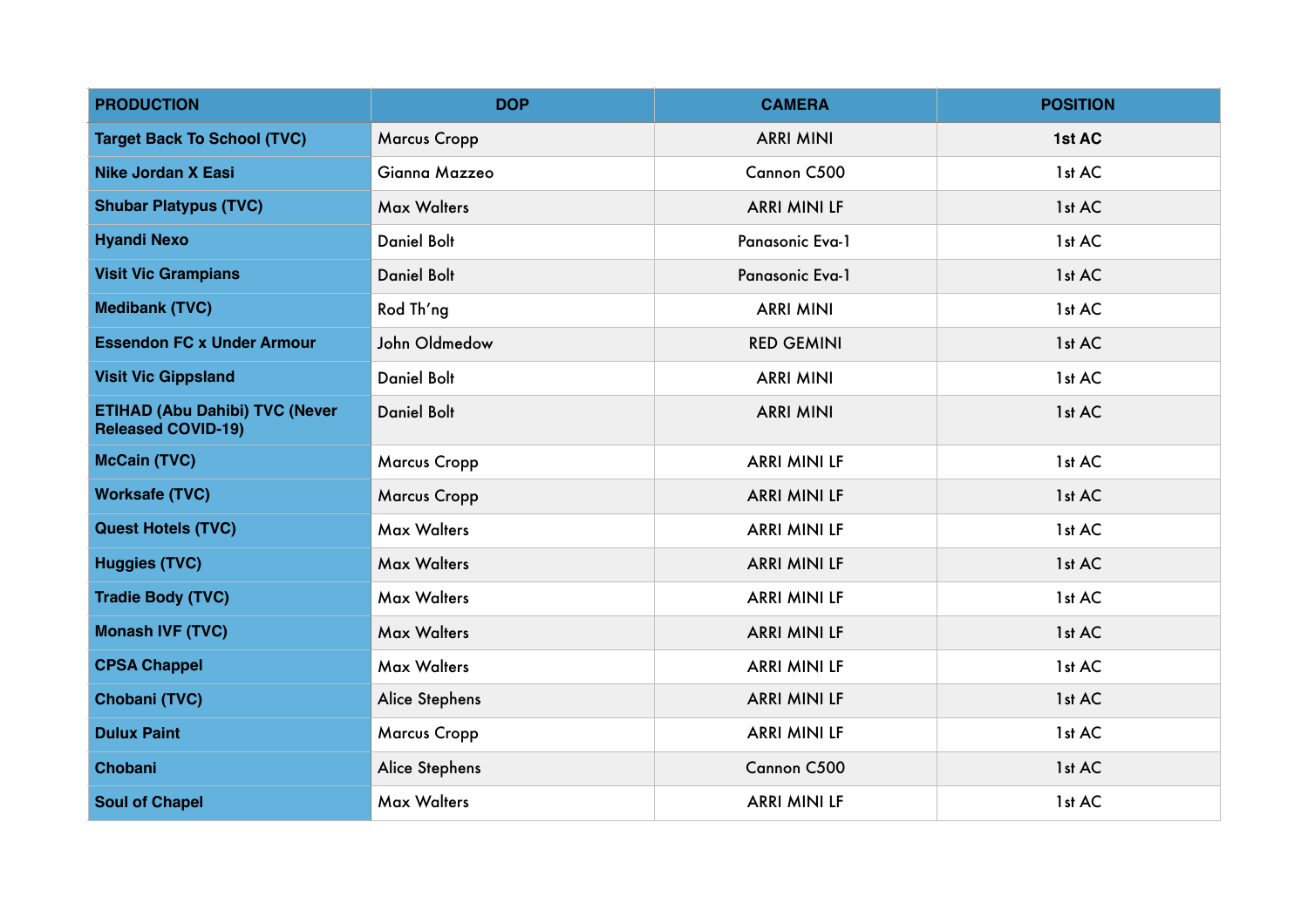| PRODUCTION | DOP | CAMERA | POSITION |
| --- | --- | --- | --- |
| **Target Back To School (TVC)** | Marcus Cropp | ARRI MINI | **1st AC** |
| **Nike Jordan X Easi** | Gianna Mazzeo | Cannon C500 | 1st AC |
| **Shubar Platypus (TVC)** | Max Walters | ARRI MINI LF | 1st AC |
| **Hyandi Nexo** | Daniel Bolt | Panasonic Eva-1 | 1st AC |
| **Visit Vic Grampians** | Daniel Bolt | Panasonic Eva-1 | 1st AC |
| **Medibank (TVC)** | Rod Th'ng | ARRI MINI | 1st AC |
| **Essendon FC x Under Armour** | John Oldmedow | RED GEMINI | 1st AC |
| **Visit Vic Gippsland** | Daniel Bolt | ARRI MINI | 1st AC |
| **ETIHAD (Abu Dahibi) TVC (Never Released COVID-19)** | Daniel Bolt | ARRI MINI | 1st AC |
| **McCain (TVC)** | Marcus Cropp | ARRI MINI LF | 1st AC |
| **Worksafe (TVC)** | Marcus Cropp | ARRI MINI LF | 1st AC |
| **Quest Hotels (TVC)** | Max Walters | ARRI MINI LF | 1st AC |
| **Huggies (TVC)** | Max Walters | ARRI MINI LF | 1st AC |
| **Tradie Body (TVC)** | Max Walters | ARRI MINI LF | 1st AC |
| **Monash IVF (TVC)** | Max Walters | ARRI MINI LF | 1st AC |
| **CPSA Chappel** | Max Walters | ARRI MINI LF | 1st AC |
| **Chobani (TVC)** | Alice Stephens | ARRI MINI LF | 1st AC |
| **Dulux Paint** | Marcus Cropp | ARRI MINI LF | 1st AC |
| **Chobani** | Alice Stephens | Cannon C500 | 1st AC |
| **Soul of Chapel** | Max Walters | ARRI MINI LF | 1st AC |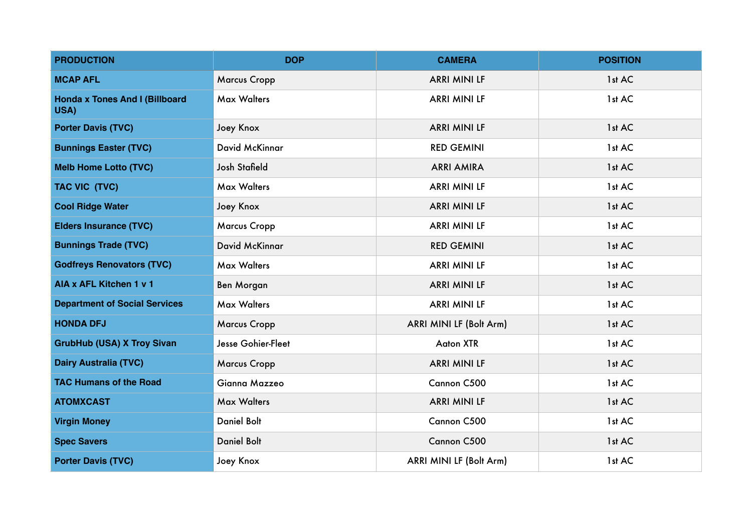| PRODUCTION | DOP | CAMERA | POSITION |
| --- | --- | --- | --- |
| **MCAP AFL** | Marcus Cropp | ARRI MINI LF | 1st AC |
| **Honda x Tones And I (Billboard USA)** | Max Walters | ARRI MINI LF | 1st AC |
| **Porter Davis (TVC)** | Joey Knox | ARRI MINI LF | 1st AC |
| **Bunnings Easter (TVC)** | David McKinnar | RED GEMINI | 1st AC |
| **Melb Home Lotto (TVC)** | Josh Stafield | ARRI AMIRA | 1st AC |
| **TAC VIC (TVC)** | Max Walters | ARRI MINI LF | 1st AC |
| **Cool Ridge Water** | Joey Knox | ARRI MINI LF | 1st AC |
| **Elders Insurance (TVC)** | Marcus Cropp | ARRI MINI LF | 1st AC |
| **Bunnings Trade (TVC)** | David McKinnar | RED GEMINI | 1st AC |
| **Godfreys Renovators (TVC)** | Max Walters | ARRI MINI LF | 1st AC |
| **AIA x AFL Kitchen 1 v 1** | Ben Morgan | ARRI MINI LF | 1st AC |
| **Department of Social Services** | Max Walters | ARRI MINI LF | 1st AC |
| **HONDA DFJ** | Marcus Cropp | ARRI MINI LF (Bolt Arm) | 1st AC |
| **GrubHub (USA) X Troy Sivan** | Jesse Gohier-Fleet | Aaton XTR | 1st AC |
| **Dairy Australia (TVC)** | Marcus Cropp | ARRI MINI LF | 1st AC |
| **TAC Humans of the Road** | Gianna Mazzeo | Cannon C500 | 1st AC |
| **ATOMXCAST** | Max Walters | ARRI MINI LF | 1st AC |
| **Virgin Money** | Daniel Bolt | Cannon C500 | 1st AC |
| **Spec Savers** | Daniel Bolt | Cannon C500 | 1st AC |
| **Porter Davis (TVC)** | Joey Knox | ARRI MINI LF (Bolt Arm) | 1st AC |